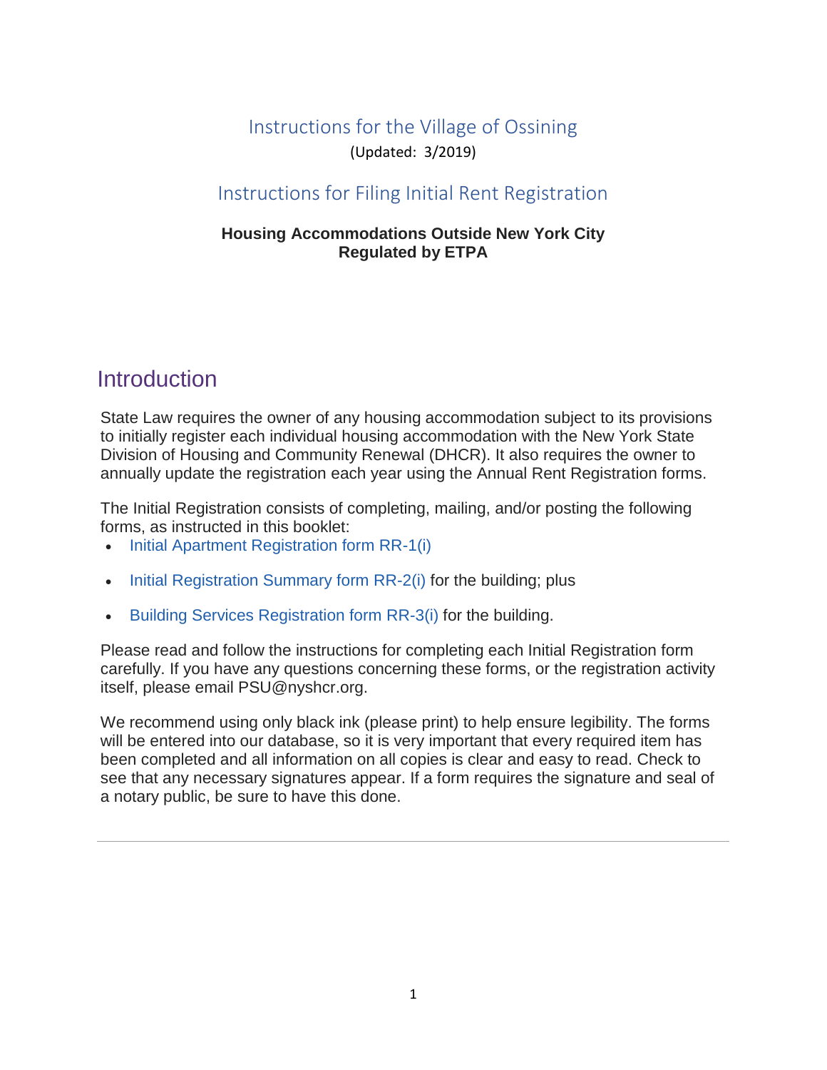# Instructions for the Village of Ossining

(Updated: 3/2019)

## Instructions for Filing Initial Rent Registration

**Housing Accommodations Outside New York City**
**Regulated by ETPA**

## Introduction

State Law requires the owner of any housing accommodation subject to its provisions to initially register each individual housing accommodation with the New York State Division of Housing and Community Renewal (DHCR). It also requires the owner to annually update the registration each year using the Annual Rent Registration forms.

The Initial Registration consists of completing, mailing, and/or posting the following forms, as instructed in this booklet:

- Initial Apartment Registration form RR-1(i)
- Initial Registration Summary form RR-2(i) for the building; plus
- Building Services Registration form RR-3(i) for the building.

Please read and follow the instructions for completing each Initial Registration form carefully. If you have any questions concerning these forms, or the registration activity itself, please email PSU@nyshcr.org.

We recommend using only black ink (please print) to help ensure legibility. The forms will be entered into our database, so it is very important that every required item has been completed and all information on all copies is clear and easy to read. Check to see that any necessary signatures appear. If a form requires the signature and seal of a notary public, be sure to have this done.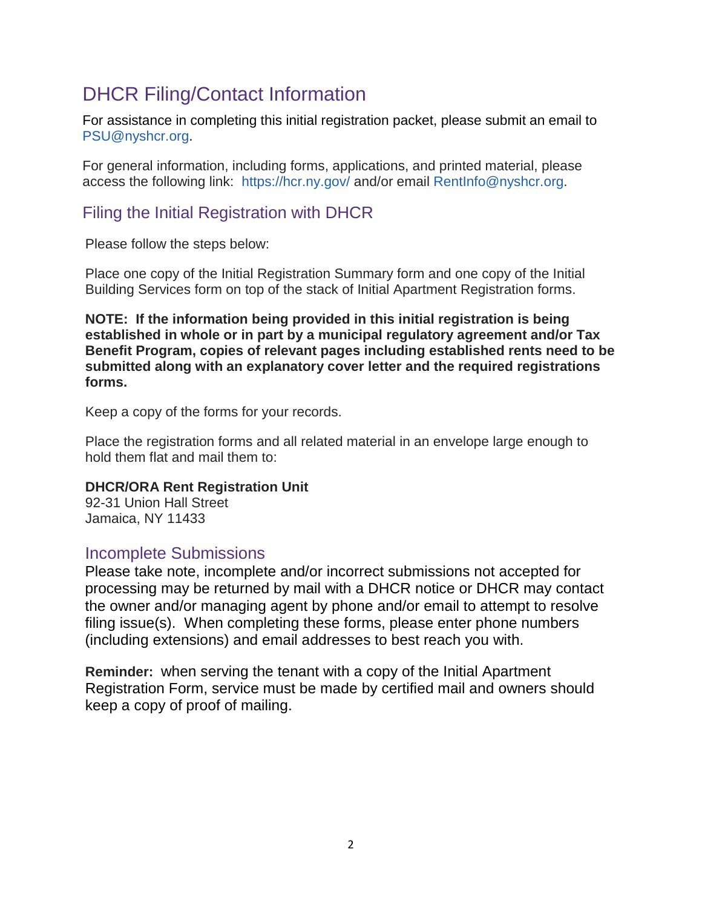# DHCR Filing/Contact Information

For assistance in completing this initial registration packet, please submit an email to PSU@nyshcr.org.

For general information, including forms, applications, and printed material, please access the following link: https://hcr.ny.gov/ and/or email RentInfo@nyshcr.org.

## Filing the Initial Registration with DHCR

Please follow the steps below:

Place one copy of the Initial Registration Summary form and one copy of the Initial Building Services form on top of the stack of Initial Apartment Registration forms.

**NOTE: If the information being provided in this initial registration is being established in whole or in part by a municipal regulatory agreement and/or Tax Benefit Program, copies of relevant pages including established rents need to be submitted along with an explanatory cover letter and the required registrations forms.**

Keep a copy of the forms for your records.

Place the registration forms and all related material in an envelope large enough to hold them flat and mail them to:

**DHCR/ORA Rent Registration Unit**
92-31 Union Hall Street
Jamaica, NY 11433

## Incomplete Submissions

Please take note, incomplete and/or incorrect submissions not accepted for processing may be returned by mail with a DHCR notice or DHCR may contact the owner and/or managing agent by phone and/or email to attempt to resolve filing issue(s). When completing these forms, please enter phone numbers (including extensions) and email addresses to best reach you with.

**Reminder:** when serving the tenant with a copy of the Initial Apartment Registration Form, service must be made by certified mail and owners should keep a copy of proof of mailing.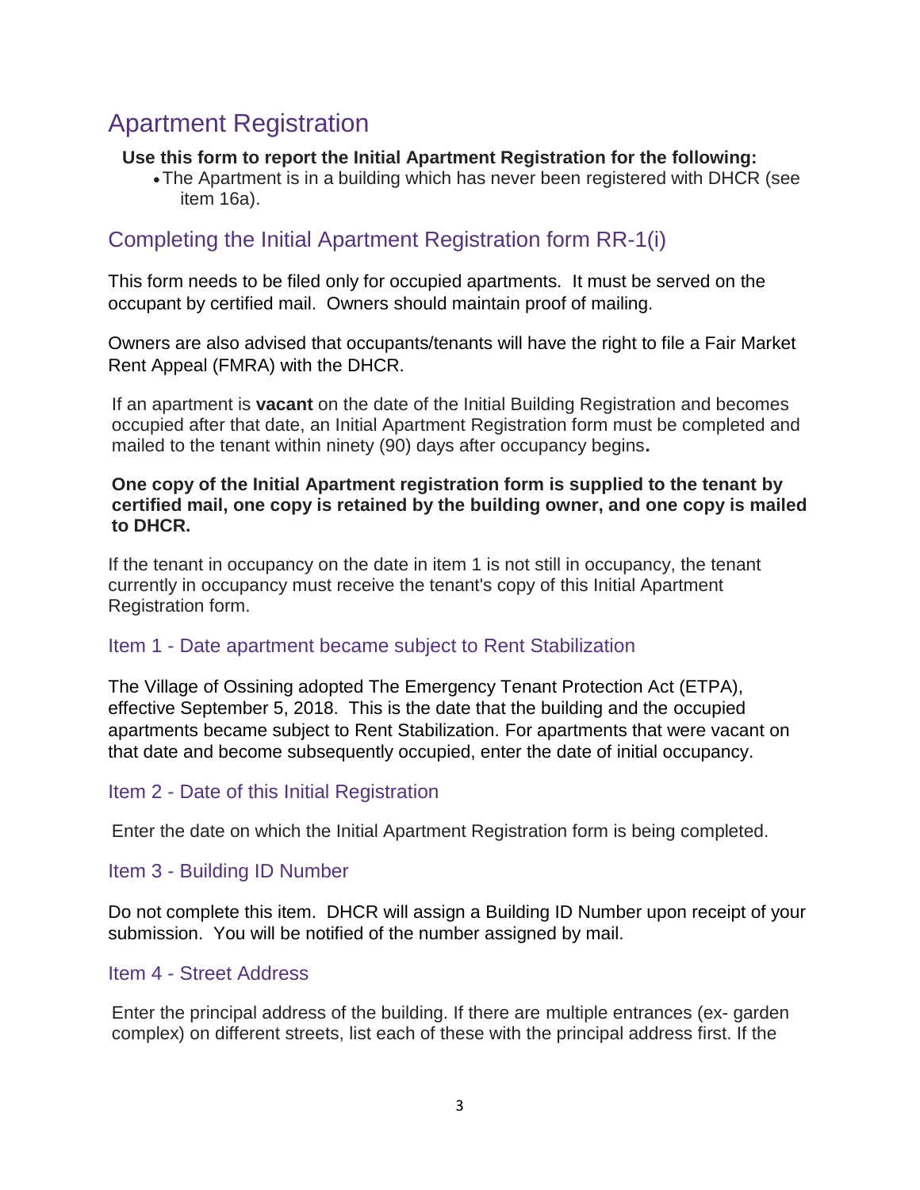# Apartment Registration

**Use this form to report the Initial Apartment Registration for the following:**

- The Apartment is in a building which has never been registered with DHCR (see item 16a).

## Completing the Initial Apartment Registration form RR-1(i)

This form needs to be filed only for occupied apartments. It must be served on the occupant by certified mail. Owners should maintain proof of mailing.

Owners are also advised that occupants/tenants will have the right to file a Fair Market Rent Appeal (FMRA) with the DHCR.

If an apartment is **vacant** on the date of the Initial Building Registration and becomes occupied after that date, an Initial Apartment Registration form must be completed and mailed to the tenant within ninety (90) days after occupancy begins**.**

**One copy of the Initial Apartment registration form is supplied to the tenant by certified mail, one copy is retained by the building owner, and one copy is mailed to DHCR.**

If the tenant in occupancy on the date in item 1 is not still in occupancy, the tenant currently in occupancy must receive the tenant's copy of this Initial Apartment Registration form.

### Item 1 - Date apartment became subject to Rent Stabilization

The Village of Ossining adopted The Emergency Tenant Protection Act (ETPA), effective September 5, 2018. This is the date that the building and the occupied apartments became subject to Rent Stabilization. For apartments that were vacant on that date and become subsequently occupied, enter the date of initial occupancy.

### Item 2 - Date of this Initial Registration

Enter the date on which the Initial Apartment Registration form is being completed.

### Item 3 - Building ID Number

Do not complete this item. DHCR will assign a Building ID Number upon receipt of your submission. You will be notified of the number assigned by mail.

### Item 4 - Street Address

Enter the principal address of the building. If there are multiple entrances (ex- garden complex) on different streets, list each of these with the principal address first. If the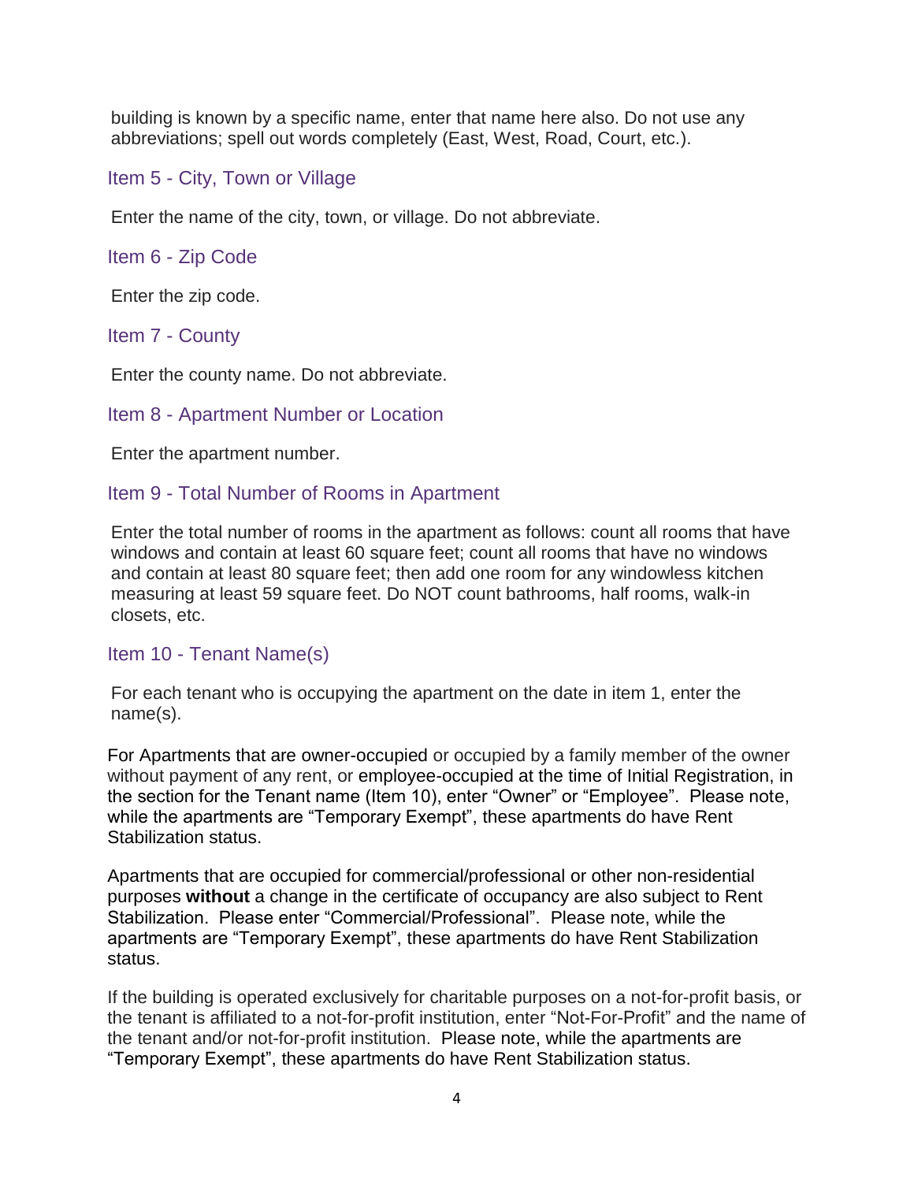building is known by a specific name, enter that name here also. Do not use any abbreviations; spell out words completely (East, West, Road, Court, etc.).

### Item 5 - City, Town or Village

Enter the name of the city, town, or village. Do not abbreviate.

### Item 6 - Zip Code

Enter the zip code.

### Item 7 - County

Enter the county name. Do not abbreviate.

### Item 8 - Apartment Number or Location

Enter the apartment number.

### Item 9 - Total Number of Rooms in Apartment

Enter the total number of rooms in the apartment as follows: count all rooms that have windows and contain at least 60 square feet; count all rooms that have no windows and contain at least 80 square feet; then add one room for any windowless kitchen measuring at least 59 square feet. Do NOT count bathrooms, half rooms, walk-in closets, etc.

### Item 10 - Tenant Name(s)

For each tenant who is occupying the apartment on the date in item 1, enter the name(s).

For Apartments that are owner-occupied or occupied by a family member of the owner without payment of any rent, or employee-occupied at the time of Initial Registration, in the section for the Tenant name (Item 10), enter "Owner" or "Employee". Please note, while the apartments are "Temporary Exempt", these apartments do have Rent Stabilization status.

Apartments that are occupied for commercial/professional or other non-residential purposes **without** a change in the certificate of occupancy are also subject to Rent Stabilization. Please enter "Commercial/Professional". Please note, while the apartments are "Temporary Exempt", these apartments do have Rent Stabilization status.

If the building is operated exclusively for charitable purposes on a not-for-profit basis, or the tenant is affiliated to a not-for-profit institution, enter "Not-For-Profit" and the name of the tenant and/or not-for-profit institution. Please note, while the apartments are "Temporary Exempt", these apartments do have Rent Stabilization status.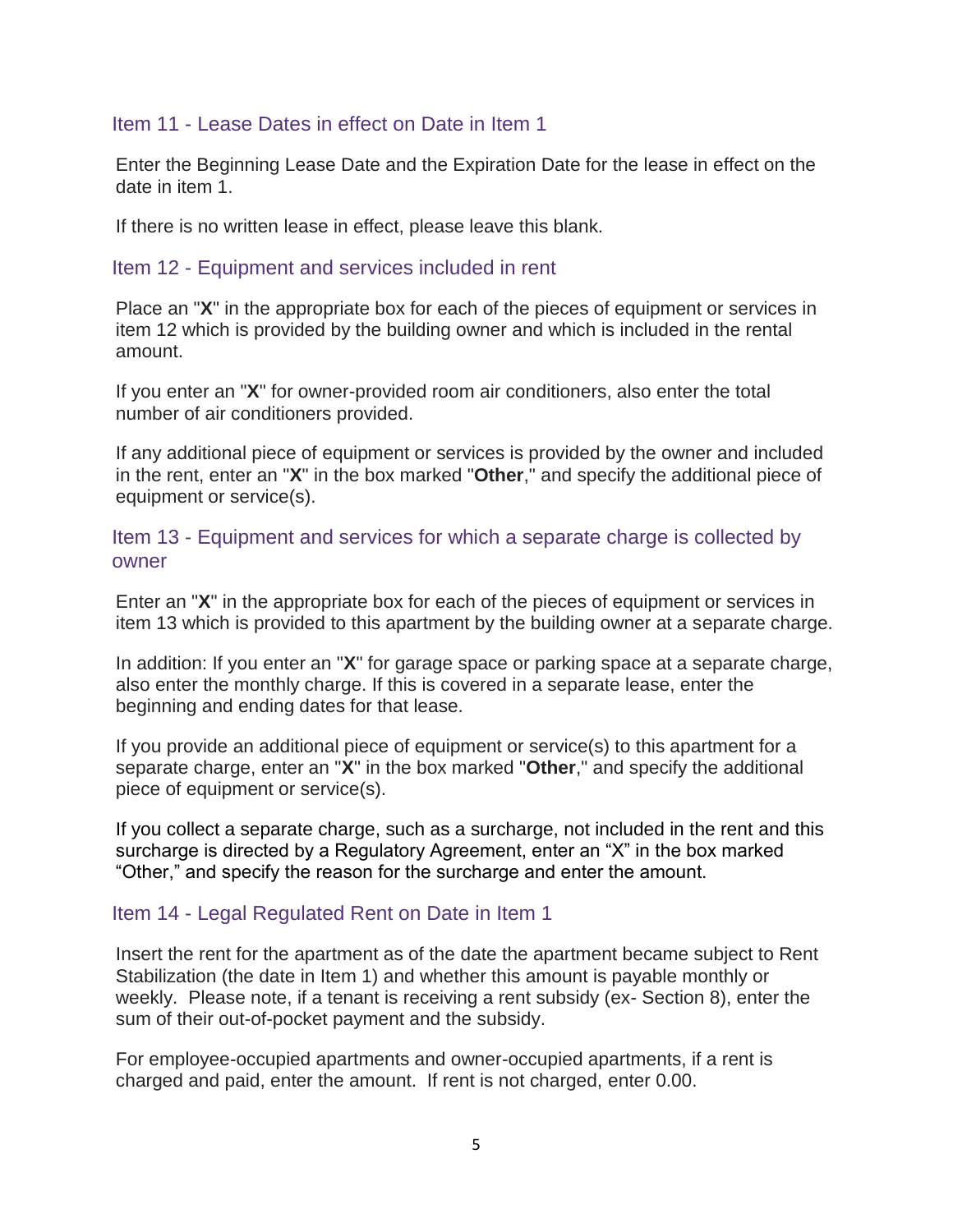## Item 11 - Lease Dates in effect on Date in Item 1

Enter the Beginning Lease Date and the Expiration Date for the lease in effect on the date in item 1.

If there is no written lease in effect, please leave this blank.

## Item 12 - Equipment and services included in rent

Place an "**X**" in the appropriate box for each of the pieces of equipment or services in item 12 which is provided by the building owner and which is included in the rental amount.

If you enter an "**X**" for owner-provided room air conditioners, also enter the total number of air conditioners provided.

If any additional piece of equipment or services is provided by the owner and included in the rent, enter an "**X**" in the box marked "**Other**," and specify the additional piece of equipment or service(s).

## Item 13 - Equipment and services for which a separate charge is collected by owner

Enter an "**X**" in the appropriate box for each of the pieces of equipment or services in item 13 which is provided to this apartment by the building owner at a separate charge.

In addition: If you enter an "**X**" for garage space or parking space at a separate charge, also enter the monthly charge. If this is covered in a separate lease, enter the beginning and ending dates for that lease.

If you provide an additional piece of equipment or service(s) to this apartment for a separate charge, enter an "**X**" in the box marked "**Other**," and specify the additional piece of equipment or service(s).

If you collect a separate charge, such as a surcharge, not included in the rent and this surcharge is directed by a Regulatory Agreement, enter an “X” in the box marked “Other,” and specify the reason for the surcharge and enter the amount.

## Item 14 - Legal Regulated Rent on Date in Item 1

Insert the rent for the apartment as of the date the apartment became subject to Rent Stabilization (the date in Item 1) and whether this amount is payable monthly or weekly. Please note, if a tenant is receiving a rent subsidy (ex- Section 8), enter the sum of their out-of-pocket payment and the subsidy.

For employee-occupied apartments and owner-occupied apartments, if a rent is charged and paid, enter the amount. If rent is not charged, enter 0.00.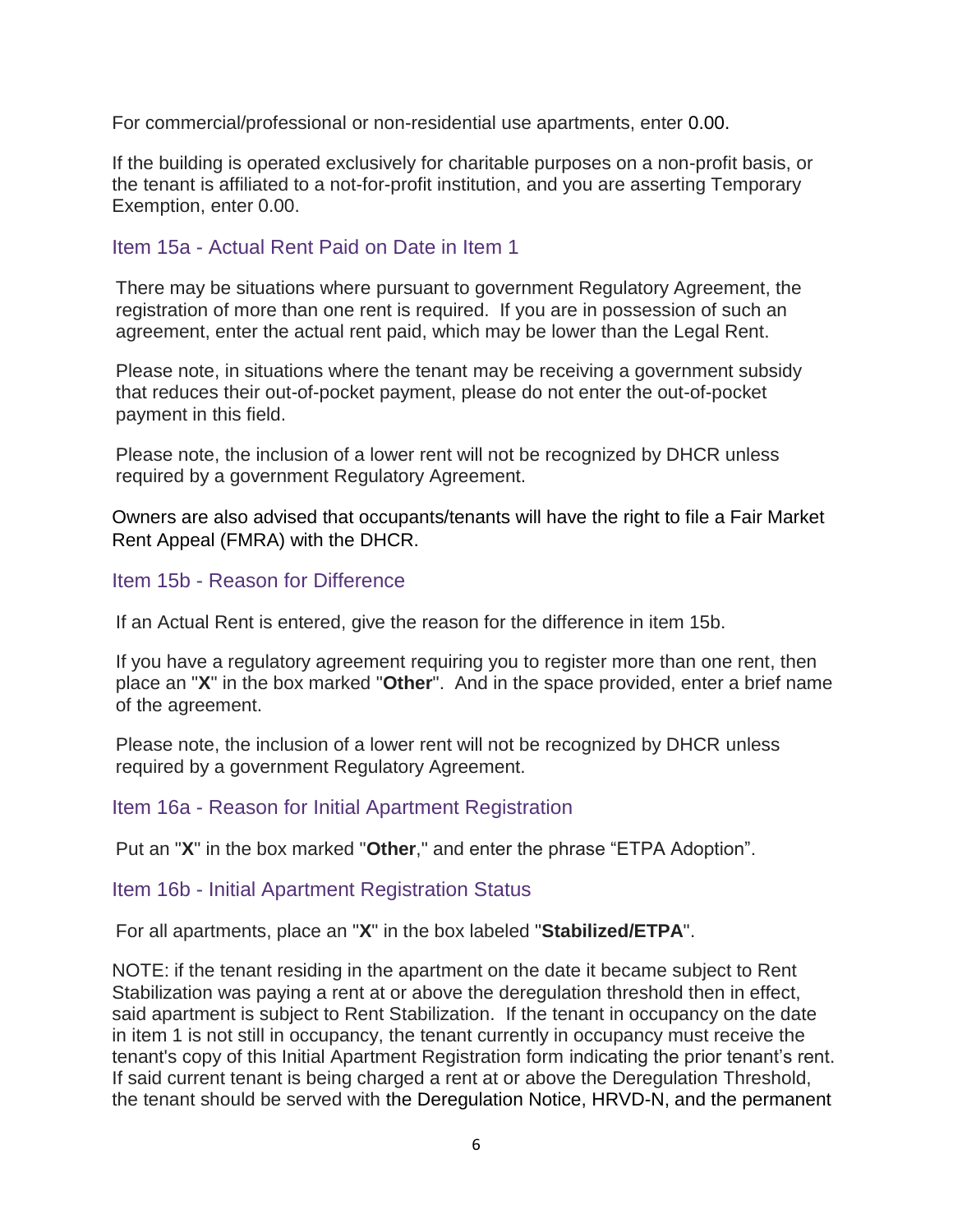For commercial/professional or non-residential use apartments, enter 0.00.

If the building is operated exclusively for charitable purposes on a non-profit basis, or the tenant is affiliated to a not-for-profit institution, and you are asserting Temporary Exemption, enter 0.00.

### Item 15a - Actual Rent Paid on Date in Item 1

There may be situations where pursuant to government Regulatory Agreement, the registration of more than one rent is required. If you are in possession of such an agreement, enter the actual rent paid, which may be lower than the Legal Rent.

Please note, in situations where the tenant may be receiving a government subsidy that reduces their out-of-pocket payment, please do not enter the out-of-pocket payment in this field.

Please note, the inclusion of a lower rent will not be recognized by DHCR unless required by a government Regulatory Agreement.

Owners are also advised that occupants/tenants will have the right to file a Fair Market Rent Appeal (FMRA) with the DHCR.

### Item 15b - Reason for Difference

If an Actual Rent is entered, give the reason for the difference in item 15b.

If you have a regulatory agreement requiring you to register more than one rent, then place an "**X**" in the box marked "**Other**". And in the space provided, enter a brief name of the agreement.

Please note, the inclusion of a lower rent will not be recognized by DHCR unless required by a government Regulatory Agreement.

### Item 16a - Reason for Initial Apartment Registration

Put an "**X**" in the box marked "**Other**," and enter the phrase “ETPA Adoption”.

### Item 16b - Initial Apartment Registration Status

For all apartments, place an "**X**" in the box labeled "**Stabilized/ETPA**".

NOTE: if the tenant residing in the apartment on the date it became subject to Rent Stabilization was paying a rent at or above the deregulation threshold then in effect, said apartment is subject to Rent Stabilization. If the tenant in occupancy on the date in item 1 is not still in occupancy, the tenant currently in occupancy must receive the tenant's copy of this Initial Apartment Registration form indicating the prior tenant’s rent. If said current tenant is being charged a rent at or above the Deregulation Threshold, the tenant should be served with the Deregulation Notice, HRVD-N, and the permanent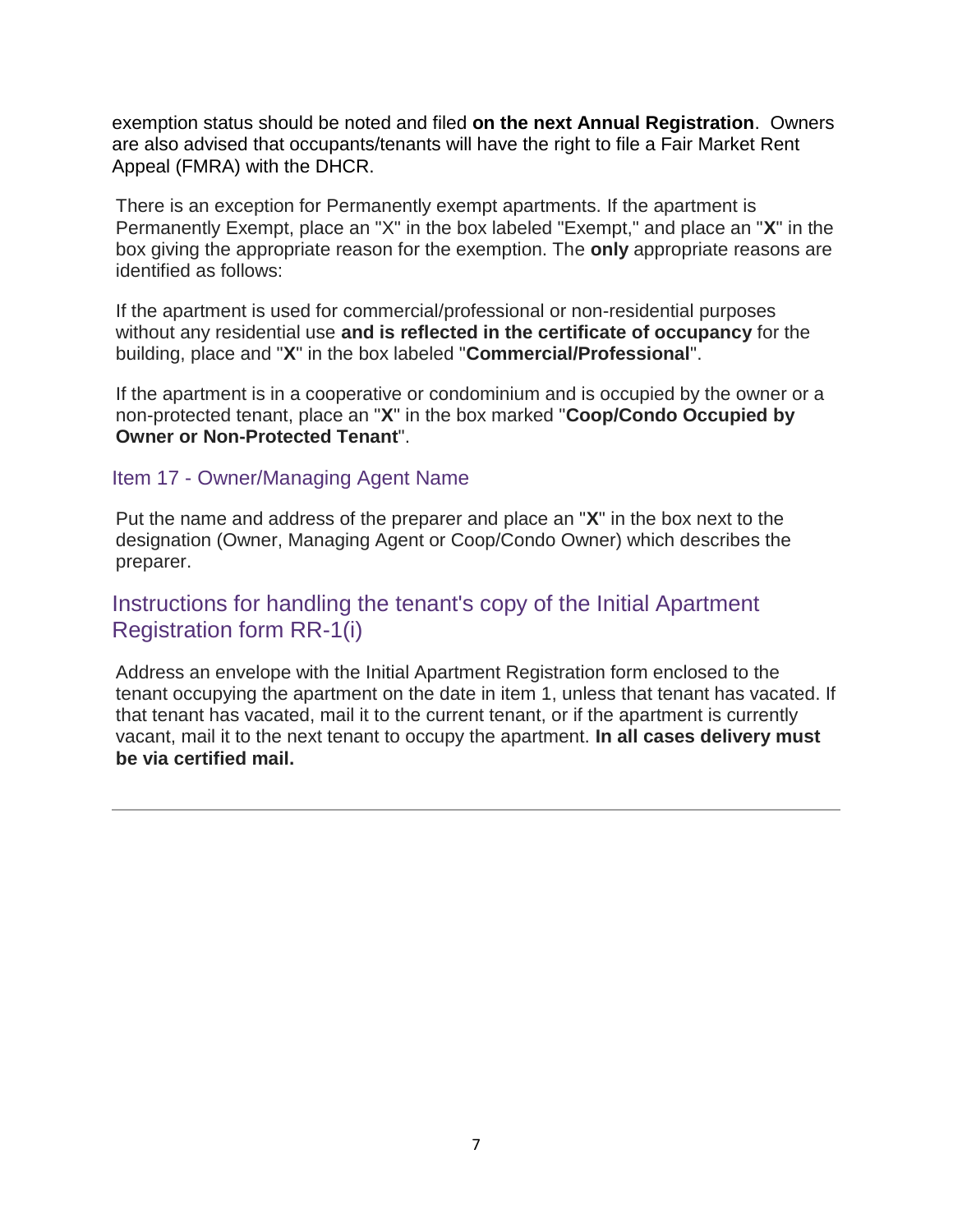exemption status should be noted and filed **on the next Annual Registration**. Owners are also advised that occupants/tenants will have the right to file a Fair Market Rent Appeal (FMRA) with the DHCR.

There is an exception for Permanently exempt apartments. If the apartment is Permanently Exempt, place an "X" in the box labeled "Exempt," and place an "**X**" in the box giving the appropriate reason for the exemption. The **only** appropriate reasons are identified as follows:

If the apartment is used for commercial/professional or non-residential purposes without any residential use **and is reflected in the certificate of occupancy** for the building, place and "**X**" in the box labeled "**Commercial/Professional**".

If the apartment is in a cooperative or condominium and is occupied by the owner or a non-protected tenant, place an "**X**" in the box marked "**Coop/Condo Occupied by Owner or Non-Protected Tenant**".

### Item 17 - Owner/Managing Agent Name

Put the name and address of the preparer and place an "**X**" in the box next to the designation (Owner, Managing Agent or Coop/Condo Owner) which describes the preparer.

## Instructions for handling the tenant's copy of the Initial Apartment Registration form RR-1(i)

Address an envelope with the Initial Apartment Registration form enclosed to the tenant occupying the apartment on the date in item 1, unless that tenant has vacated. If that tenant has vacated, mail it to the current tenant, or if the apartment is currently vacant, mail it to the next tenant to occupy the apartment. **In all cases delivery must be via certified mail.**

---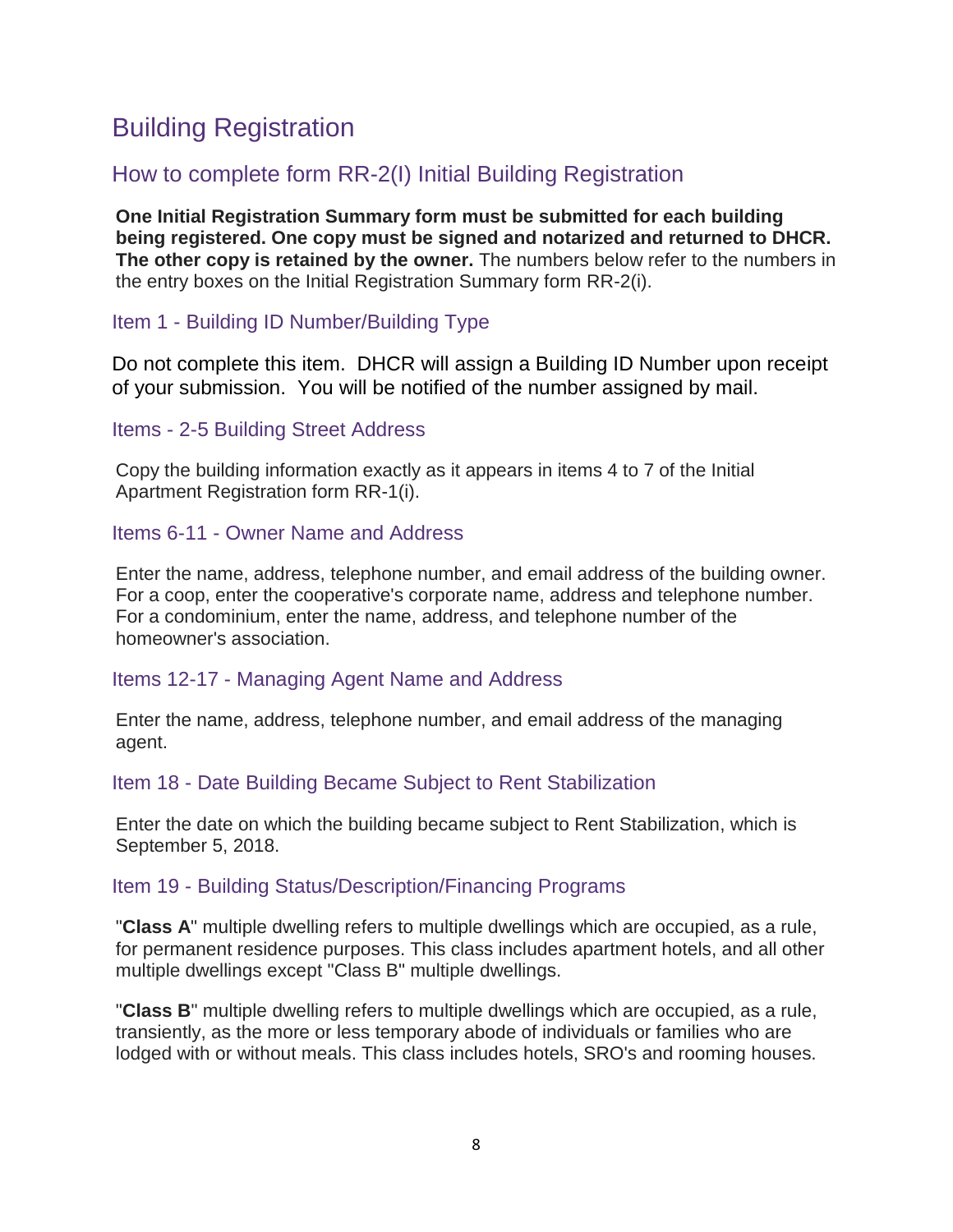# Building Registration

## How to complete form RR-2(I) Initial Building Registration

**One Initial Registration Summary form must be submitted for each building being registered. One copy must be signed and notarized and returned to DHCR. The other copy is retained by the owner.** The numbers below refer to the numbers in the entry boxes on the Initial Registration Summary form RR-2(i).

### Item 1 - Building ID Number/Building Type

Do not complete this item. DHCR will assign a Building ID Number upon receipt of your submission. You will be notified of the number assigned by mail.

### Items - 2-5 Building Street Address

Copy the building information exactly as it appears in items 4 to 7 of the Initial Apartment Registration form RR-1(i).

### Items 6-11 - Owner Name and Address

Enter the name, address, telephone number, and email address of the building owner. For a coop, enter the cooperative's corporate name, address and telephone number. For a condominium, enter the name, address, and telephone number of the homeowner's association.

### Items 12-17 - Managing Agent Name and Address

Enter the name, address, telephone number, and email address of the managing agent.

### Item 18 - Date Building Became Subject to Rent Stabilization

Enter the date on which the building became subject to Rent Stabilization, which is September 5, 2018.

### Item 19 - Building Status/Description/Financing Programs

"**Class A**" multiple dwelling refers to multiple dwellings which are occupied, as a rule, for permanent residence purposes. This class includes apartment hotels, and all other multiple dwellings except "Class B" multiple dwellings.

"**Class B**" multiple dwelling refers to multiple dwellings which are occupied, as a rule, transiently, as the more or less temporary abode of individuals or families who are lodged with or without meals. This class includes hotels, SRO's and rooming houses.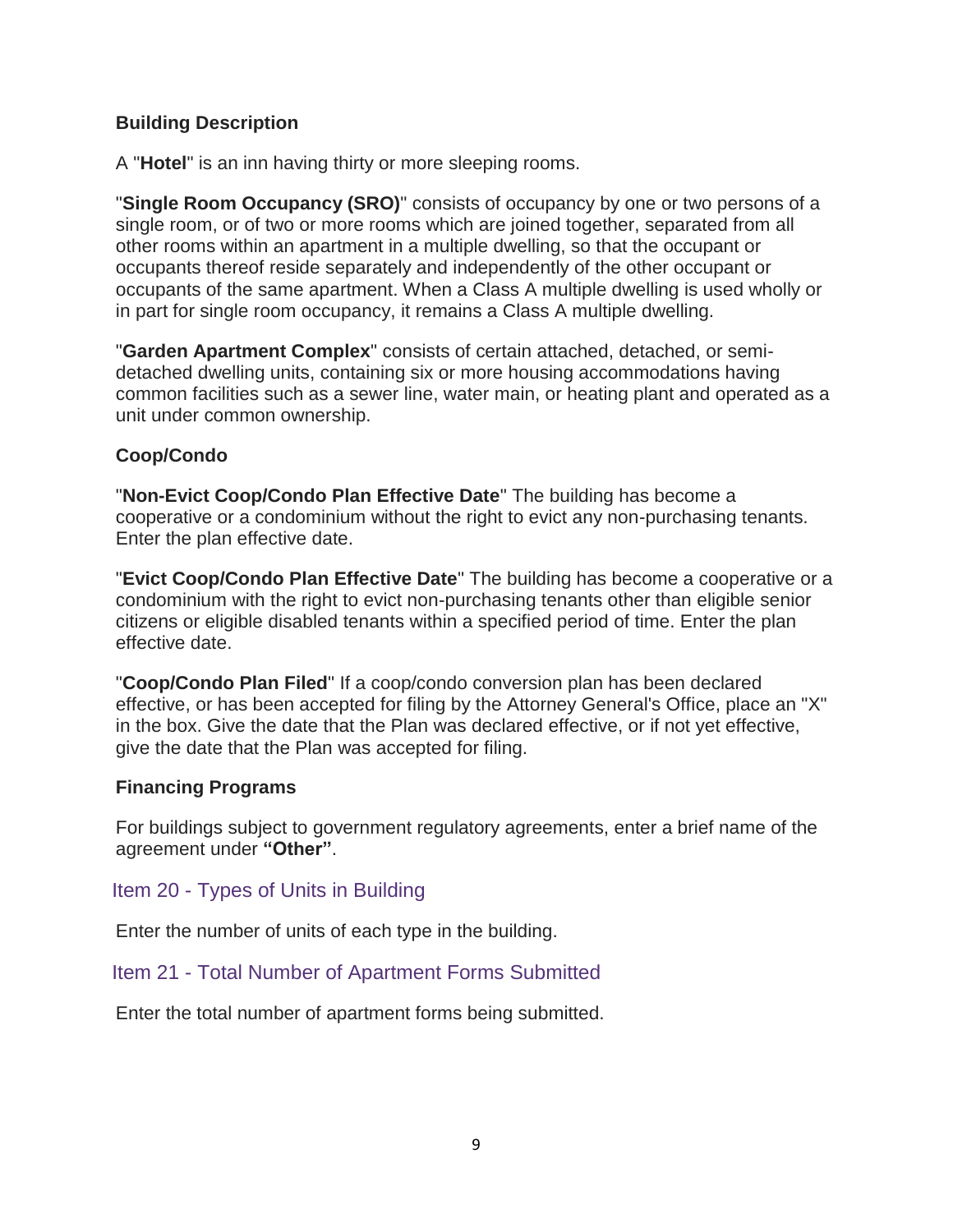### Building Description

A "**Hotel**" is an inn having thirty or more sleeping rooms.

"**Single Room Occupancy (SRO)**" consists of occupancy by one or two persons of a single room, or of two or more rooms which are joined together, separated from all other rooms within an apartment in a multiple dwelling, so that the occupant or occupants thereof reside separately and independently of the other occupant or occupants of the same apartment. When a Class A multiple dwelling is used wholly or in part for single room occupancy, it remains a Class A multiple dwelling.

"**Garden Apartment Complex**" consists of certain attached, detached, or semi-detached dwelling units, containing six or more housing accommodations having common facilities such as a sewer line, water main, or heating plant and operated as a unit under common ownership.

### Coop/Condo

"**Non-Evict Coop/Condo Plan Effective Date**" The building has become a cooperative or a condominium without the right to evict any non-purchasing tenants. Enter the plan effective date.

"**Evict Coop/Condo Plan Effective Date**" The building has become a cooperative or a condominium with the right to evict non-purchasing tenants other than eligible senior citizens or eligible disabled tenants within a specified period of time. Enter the plan effective date.

"**Coop/Condo Plan Filed**" If a coop/condo conversion plan has been declared effective, or has been accepted for filing by the Attorney General's Office, place an "X" in the box. Give the date that the Plan was declared effective, or if not yet effective, give the date that the Plan was accepted for filing.

### Financing Programs

For buildings subject to government regulatory agreements, enter a brief name of the agreement under **"Other"**.

## Item 20 - Types of Units in Building

Enter the number of units of each type in the building.

## Item 21 - Total Number of Apartment Forms Submitted

Enter the total number of apartment forms being submitted.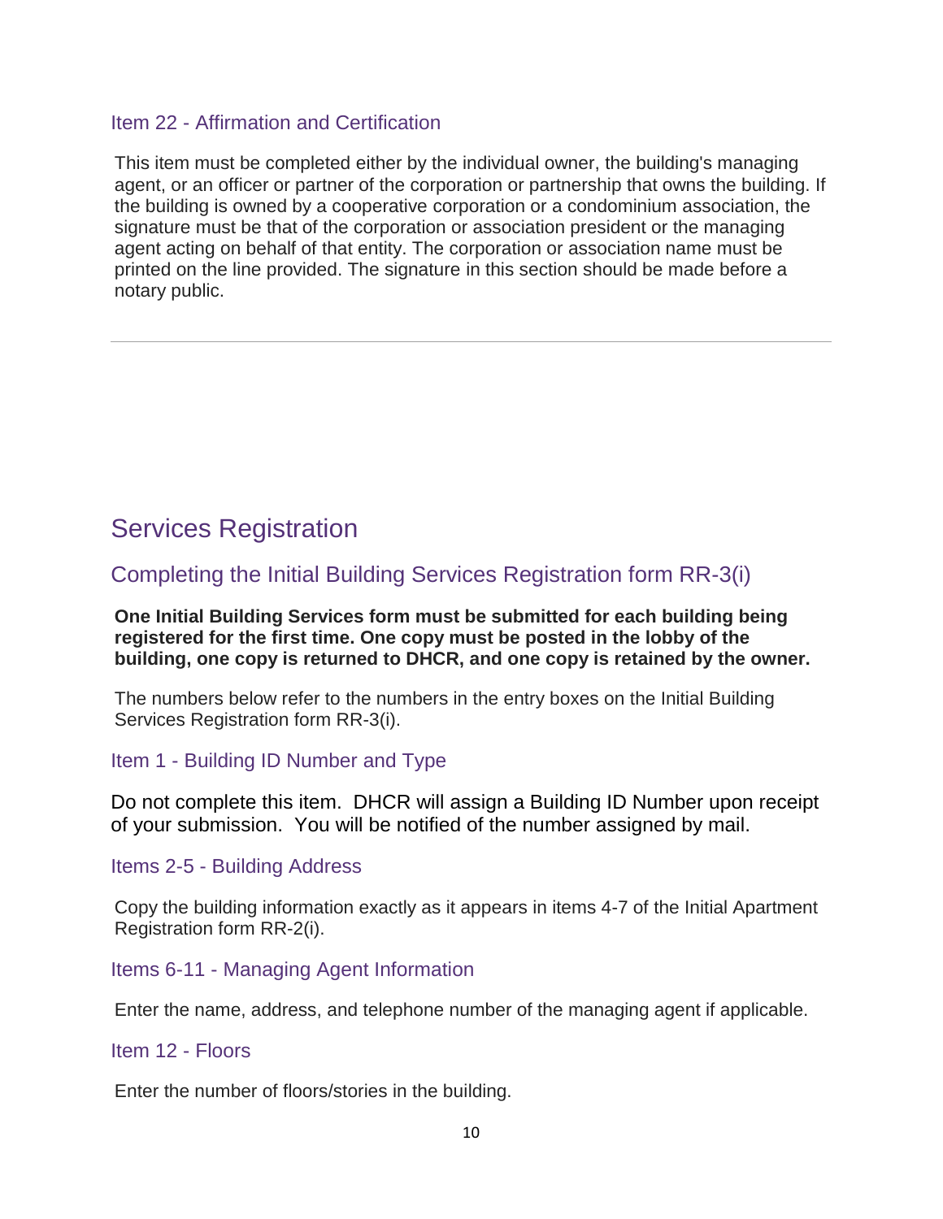### Item 22 - Affirmation and Certification

This item must be completed either by the individual owner, the building's managing agent, or an officer or partner of the corporation or partnership that owns the building. If the building is owned by a cooperative corporation or a condominium association, the signature must be that of the corporation or association president or the managing agent acting on behalf of that entity. The corporation or association name must be printed on the line provided. The signature in this section should be made before a notary public.

---

# Services Registration

## Completing the Initial Building Services Registration form RR-3(i)

**One Initial Building Services form must be submitted for each building being registered for the first time. One copy must be posted in the lobby of the building, one copy is returned to DHCR, and one copy is retained by the owner.**

The numbers below refer to the numbers in the entry boxes on the Initial Building Services Registration form RR-3(i).

### Item 1 - Building ID Number and Type

Do not complete this item. DHCR will assign a Building ID Number upon receipt of your submission. You will be notified of the number assigned by mail.

### Items 2-5 - Building Address

Copy the building information exactly as it appears in items 4-7 of the Initial Apartment Registration form RR-2(i).

### Items 6-11 - Managing Agent Information

Enter the name, address, and telephone number of the managing agent if applicable.

### Item 12 - Floors

Enter the number of floors/stories in the building.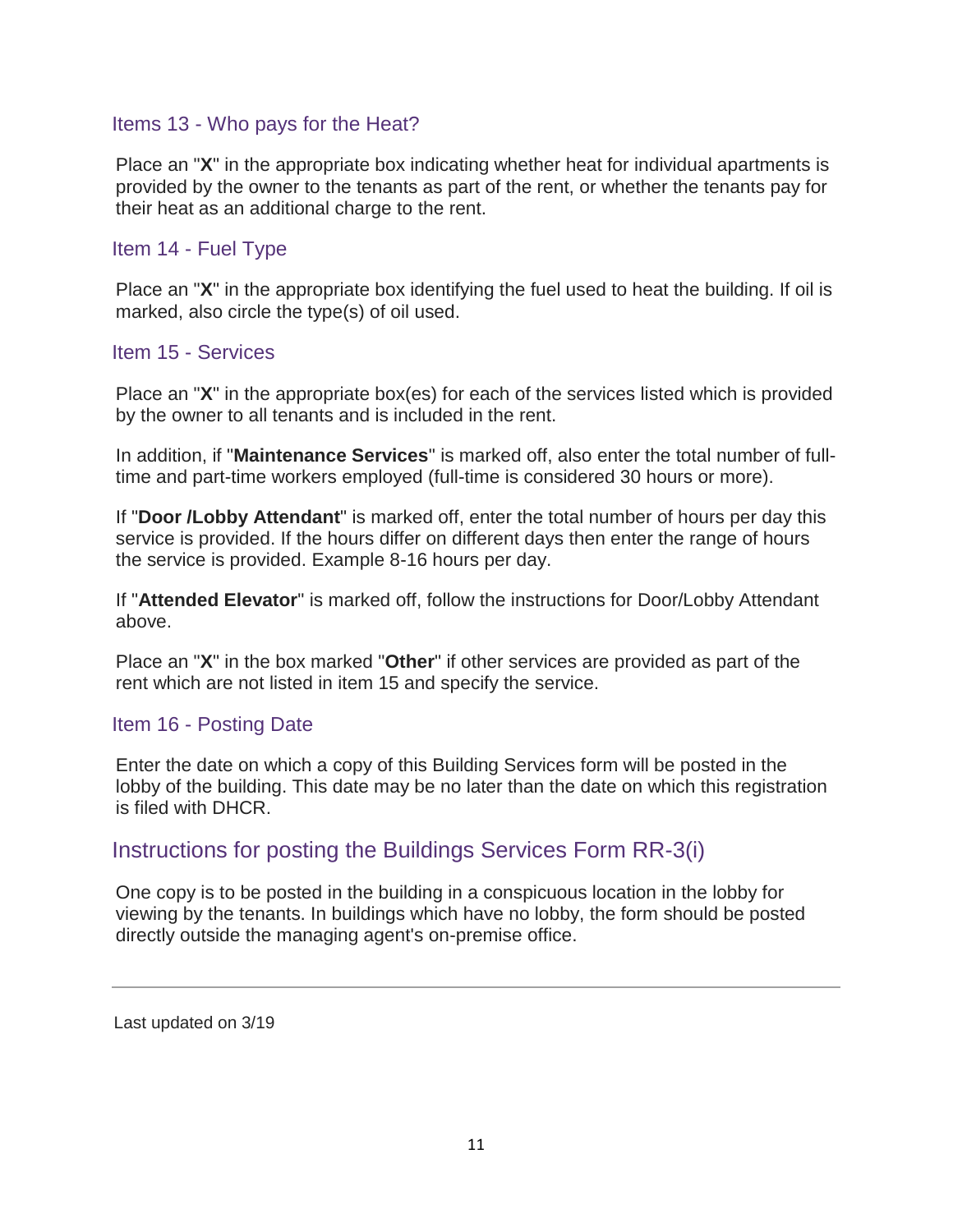### Items 13 - Who pays for the Heat?

Place an "**X**" in the appropriate box indicating whether heat for individual apartments is provided by the owner to the tenants as part of the rent, or whether the tenants pay for their heat as an additional charge to the rent.

### Item 14 - Fuel Type

Place an "**X**" in the appropriate box identifying the fuel used to heat the building. If oil is marked, also circle the type(s) of oil used.

### Item 15 - Services

Place an "**X**" in the appropriate box(es) for each of the services listed which is provided by the owner to all tenants and is included in the rent.

In addition, if "**Maintenance Services**" is marked off, also enter the total number of full-time and part-time workers employed (full-time is considered 30 hours or more).

If "**Door /Lobby Attendant**" is marked off, enter the total number of hours per day this service is provided. If the hours differ on different days then enter the range of hours the service is provided. Example 8-16 hours per day.

If "**Attended Elevator**" is marked off, follow the instructions for Door/Lobby Attendant above.

Place an "**X**" in the box marked "**Other**" if other services are provided as part of the rent which are not listed in item 15 and specify the service.

### Item 16 - Posting Date

Enter the date on which a copy of this Building Services form will be posted in the lobby of the building. This date may be no later than the date on which this registration is filed with DHCR.

## Instructions for posting the Buildings Services Form RR-3(i)

One copy is to be posted in the building in a conspicuous location in the lobby for viewing by the tenants. In buildings which have no lobby, the form should be posted directly outside the managing agent's on-premise office.

---

Last updated on 3/19